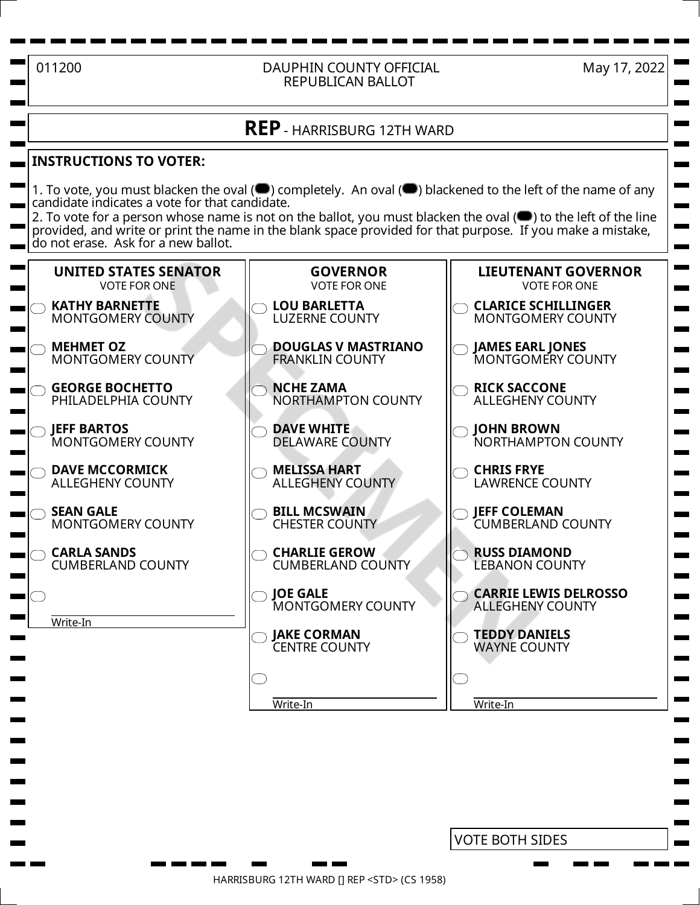011200

DAUPHIN COUNTY OFFICIAL
REPUBLICAN BALLOT

May 17, 2022

# REP - HARRISBURG 12TH WARD

## INSTRUCTIONS TO VOTER:

1. To vote, you must blacken the oval (⬬) completely. An oval (⬬) blackened to the left of the name of any candidate indicates a vote for that candidate.
2. To vote for a person whose name is not on the ballot, you must blacken the oval (⬬) to the left of the line provided, and write or print the name in the blank space provided for that purpose. If you make a mistake, do not erase. Ask for a new ballot.

### UNITED STATES SENATOR
VOTE FOR ONE

- **KATHY BARNETTE** MONTGOMERY COUNTY
- **MEHMET OZ** MONTGOMERY COUNTY
- **GEORGE BOCHETTO** PHILADELPHIA COUNTY
- **JEFF BARTOS** MONTGOMERY COUNTY
- **DAVE MCCORMICK** ALLEGHENY COUNTY
- **SEAN GALE** MONTGOMERY COUNTY
- **CARLA SANDS** CUMBERLAND COUNTY
- Write-In

### GOVERNOR
VOTE FOR ONE

- **LOU BARLETTA** LUZERNE COUNTY
- **DOUGLAS V MASTRIANO** FRANKLIN COUNTY
- **NCHE ZAMA** NORTHAMPTON COUNTY
- **DAVE WHITE** DELAWARE COUNTY
- **MELISSA HART** ALLEGHENY COUNTY
- **BILL MCSWAIN** CHESTER COUNTY
- **CHARLIE GEROW** CUMBERLAND COUNTY
- **JOE GALE** MONTGOMERY COUNTY
- **JAKE CORMAN** CENTRE COUNTY
- Write-In

### LIEUTENANT GOVERNOR
VOTE FOR ONE

- **CLARICE SCHILLINGER** MONTGOMERY COUNTY
- **JAMES EARL JONES** MONTGOMERY COUNTY
- **RICK SACCONE** ALLEGHENY COUNTY
- **JOHN BROWN** NORTHAMPTON COUNTY
- **CHRIS FRYE** LAWRENCE COUNTY
- **JEFF COLEMAN** CUMBERLAND COUNTY
- **RUSS DIAMOND** LEBANON COUNTY
- **CARRIE LEWIS DELROSSO** ALLEGHENY COUNTY
- **TEDDY DANIELS** WAYNE COUNTY
- Write-In

VOTE BOTH SIDES

HARRISBURG 12TH WARD [] REP <STD> (CS 1958)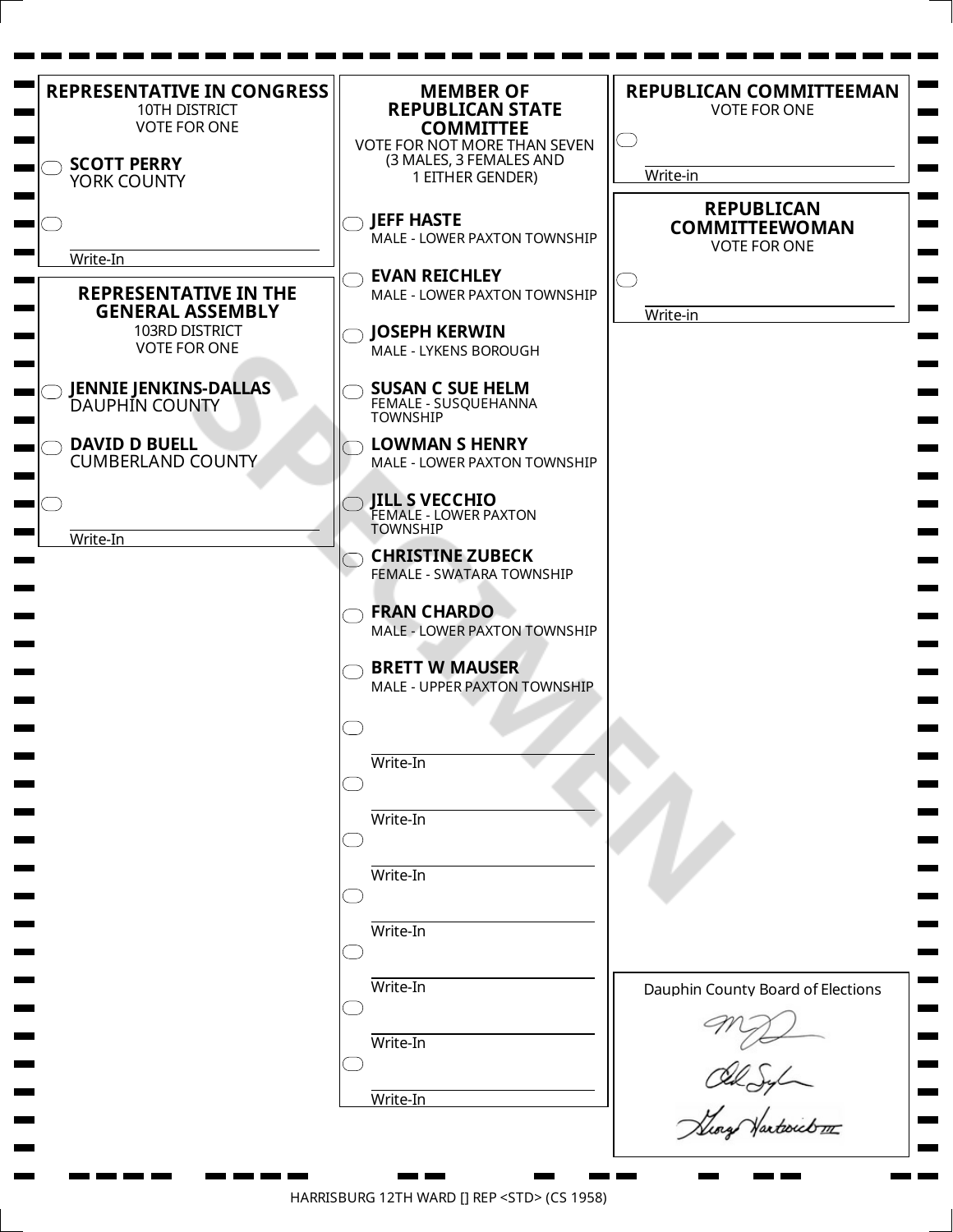## REPRESENTATIVE IN CONGRESS

10TH DISTRICT
VOTE FOR ONE

- **SCOTT PERRY**
  YORK COUNTY
- Write-In

## REPRESENTATIVE IN THE GENERAL ASSEMBLY

103RD DISTRICT
VOTE FOR ONE

- **JENNIE JENKINS-DALLAS**
  DAUPHIN COUNTY
- **DAVID D BUELL**
  CUMBERLAND COUNTY
- Write-In

## MEMBER OF REPUBLICAN STATE COMMITTEE

VOTE FOR NOT MORE THAN SEVEN
(3 MALES, 3 FEMALES AND 1 EITHER GENDER)

- **JEFF HASTE**
  MALE - LOWER PAXTON TOWNSHIP
- **EVAN REICHLEY**
  MALE - LOWER PAXTON TOWNSHIP
- **JOSEPH KERWIN**
  MALE - LYKENS BOROUGH
- **SUSAN C SUE HELM**
  FEMALE - SUSQUEHANNA TOWNSHIP
- **LOWMAN S HENRY**
  MALE - LOWER PAXTON TOWNSHIP
- **JILL S VECCHIO**
  FEMALE - LOWER PAXTON TOWNSHIP
- **CHRISTINE ZUBECK**
  FEMALE - SWATARA TOWNSHIP
- **FRAN CHARDO**
  MALE - LOWER PAXTON TOWNSHIP
- **BRETT W MAUSER**
  MALE - UPPER PAXTON TOWNSHIP
- Write-In
- Write-In
- Write-In
- Write-In
- Write-In
- Write-In
- Write-In

## REPUBLICAN COMMITTEEMAN

VOTE FOR ONE

- Write-in

## REPUBLICAN COMMITTEEWOMAN

VOTE FOR ONE

- Write-in

Dauphin County Board of Elections

SPECIMEN

HARRISBURG 12TH WARD [] REP <STD> (CS 1958)